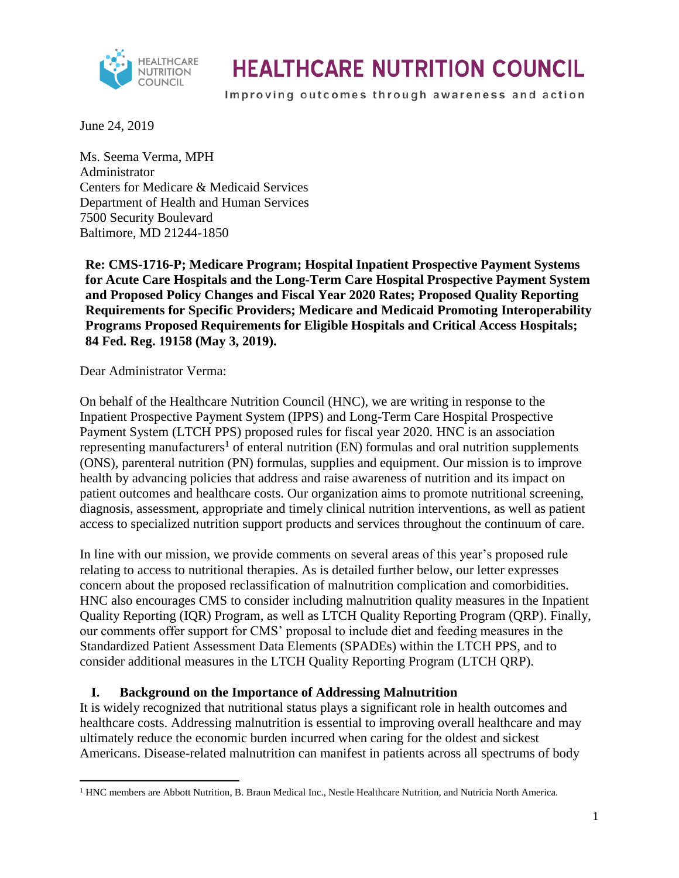# HEALTHCARE NUTRITION COUNCIL

Improving outcomes through awareness and action

June 24, 2019

Ms. Seema Verma, MPH
Administrator
Centers for Medicare & Medicaid Services
Department of Health and Human Services
7500 Security Boulevard
Baltimore, MD 21244-1850

**Re: CMS-1716-P; Medicare Program; Hospital Inpatient Prospective Payment Systems for Acute Care Hospitals and the Long-Term Care Hospital Prospective Payment System and Proposed Policy Changes and Fiscal Year 2020 Rates; Proposed Quality Reporting Requirements for Specific Providers; Medicare and Medicaid Promoting Interoperability Programs Proposed Requirements for Eligible Hospitals and Critical Access Hospitals; 84 Fed. Reg. 19158 (May 3, 2019).**

Dear Administrator Verma:

On behalf of the Healthcare Nutrition Council (HNC), we are writing in response to the Inpatient Prospective Payment System (IPPS) and Long-Term Care Hospital Prospective Payment System (LTCH PPS) proposed rules for fiscal year 2020. HNC is an association representing manufacturers[1] of enteral nutrition (EN) formulas and oral nutrition supplements (ONS), parenteral nutrition (PN) formulas, supplies and equipment. Our mission is to improve health by advancing policies that address and raise awareness of nutrition and its impact on patient outcomes and healthcare costs. Our organization aims to promote nutritional screening, diagnosis, assessment, appropriate and timely clinical nutrition interventions, as well as patient access to specialized nutrition support products and services throughout the continuum of care.

In line with our mission, we provide comments on several areas of this year's proposed rule relating to access to nutritional therapies. As is detailed further below, our letter expresses concern about the proposed reclassification of malnutrition complication and comorbidities. HNC also encourages CMS to consider including malnutrition quality measures in the Inpatient Quality Reporting (IQR) Program, as well as LTCH Quality Reporting Program (QRP). Finally, our comments offer support for CMS' proposal to include diet and feeding measures in the Standardized Patient Assessment Data Elements (SPADEs) within the LTCH PPS, and to consider additional measures in the LTCH Quality Reporting Program (LTCH QRP).

## I. Background on the Importance of Addressing Malnutrition

It is widely recognized that nutritional status plays a significant role in health outcomes and healthcare costs. Addressing malnutrition is essential to improving overall healthcare and may ultimately reduce the economic burden incurred when caring for the oldest and sickest Americans. Disease-related malnutrition can manifest in patients across all spectrums of body

---

[1] HNC members are Abbott Nutrition, B. Braun Medical Inc., Nestle Healthcare Nutrition, and Nutricia North America.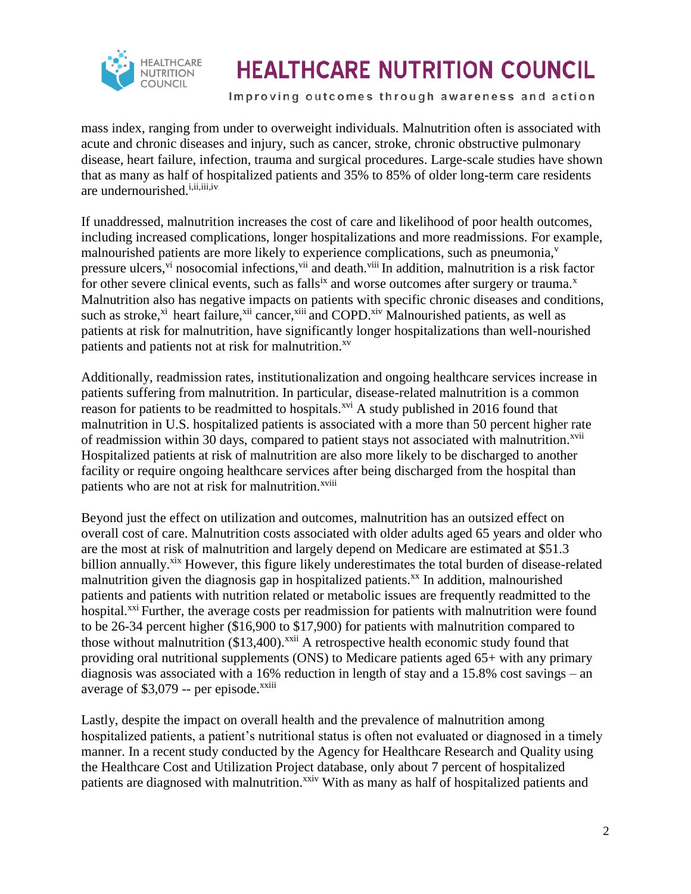mass index, ranging from under to overweight individuals. Malnutrition often is associated with acute and chronic diseases and injury, such as cancer, stroke, chronic obstructive pulmonary disease, heart failure, infection, trauma and surgical procedures. Large-scale studies have shown that as many as half of hospitalized patients and 35% to 85% of older long-term care residents are undernourished.[i,ii,iii,iv]

If unaddressed, malnutrition increases the cost of care and likelihood of poor health outcomes, including increased complications, longer hospitalizations and more readmissions. For example, malnourished patients are more likely to experience complications, such as pneumonia,[v] pressure ulcers,[vi] nosocomial infections,[vii] and death.[viii] In addition, malnutrition is a risk factor for other severe clinical events, such as falls[ix] and worse outcomes after surgery or trauma.[x] Malnutrition also has negative impacts on patients with specific chronic diseases and conditions, such as stroke,[xi] heart failure,[xii] cancer,[xiii] and COPD.[xiv] Malnourished patients, as well as patients at risk for malnutrition, have significantly longer hospitalizations than well-nourished patients and patients not at risk for malnutrition.[xv]

Additionally, readmission rates, institutionalization and ongoing healthcare services increase in patients suffering from malnutrition. In particular, disease-related malnutrition is a common reason for patients to be readmitted to hospitals.[xvi] A study published in 2016 found that malnutrition in U.S. hospitalized patients is associated with a more than 50 percent higher rate of readmission within 30 days, compared to patient stays not associated with malnutrition.[xvii] Hospitalized patients at risk of malnutrition are also more likely to be discharged to another facility or require ongoing healthcare services after being discharged from the hospital than patients who are not at risk for malnutrition.[xviii]

Beyond just the effect on utilization and outcomes, malnutrition has an outsized effect on overall cost of care. Malnutrition costs associated with older adults aged 65 years and older who are the most at risk of malnutrition and largely depend on Medicare are estimated at $51.3 billion annually.[xix] However, this figure likely underestimates the total burden of disease-related malnutrition given the diagnosis gap in hospitalized patients.[xx] In addition, malnourished patients and patients with nutrition related or metabolic issues are frequently readmitted to the hospital.[xxi] Further, the average costs per readmission for patients with malnutrition were found to be 26-34 percent higher ($16,900 to $17,900) for patients with malnutrition compared to those without malnutrition ($13,400).[xxii] A retrospective health economic study found that providing oral nutritional supplements (ONS) to Medicare patients aged 65+ with any primary diagnosis was associated with a 16% reduction in length of stay and a 15.8% cost savings – an average of $3,079 -- per episode.[xxiii]

Lastly, despite the impact on overall health and the prevalence of malnutrition among hospitalized patients, a patient's nutritional status is often not evaluated or diagnosed in a timely manner. In a recent study conducted by the Agency for Healthcare Research and Quality using the Healthcare Cost and Utilization Project database, only about 7 percent of hospitalized patients are diagnosed with malnutrition.[xxiv] With as many as half of hospitalized patients and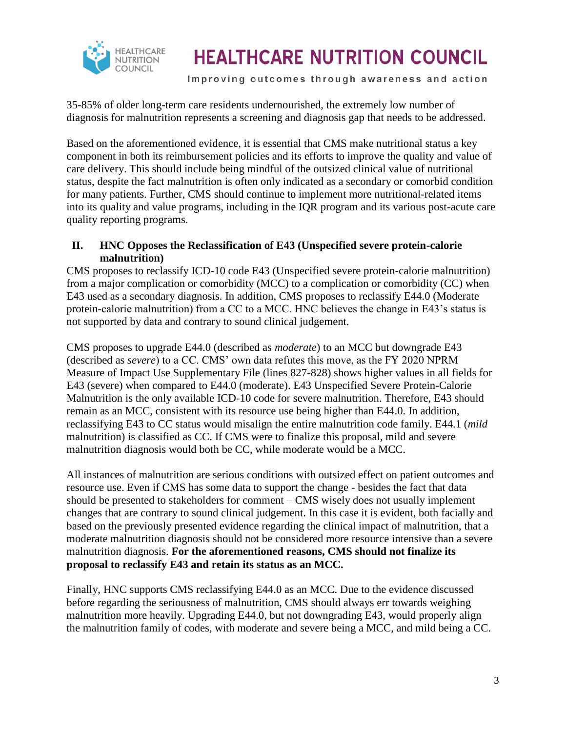35-85% of older long-term care residents undernourished, the extremely low number of diagnosis for malnutrition represents a screening and diagnosis gap that needs to be addressed.

Based on the aforementioned evidence, it is essential that CMS make nutritional status a key component in both its reimbursement policies and its efforts to improve the quality and value of care delivery. This should include being mindful of the outsized clinical value of nutritional status, despite the fact malnutrition is often only indicated as a secondary or comorbid condition for many patients. Further, CMS should continue to implement more nutritional-related items into its quality and value programs, including in the IQR program and its various post-acute care quality reporting programs.

## II. HNC Opposes the Reclassification of E43 (Unspecified severe protein-calorie malnutrition)

CMS proposes to reclassify ICD-10 code E43 (Unspecified severe protein-calorie malnutrition) from a major complication or comorbidity (MCC) to a complication or comorbidity (CC) when E43 used as a secondary diagnosis. In addition, CMS proposes to reclassify E44.0 (Moderate protein-calorie malnutrition) from a CC to a MCC. HNC believes the change in E43's status is not supported by data and contrary to sound clinical judgement.

CMS proposes to upgrade E44.0 (described as *moderate*) to an MCC but downgrade E43 (described as *severe*) to a CC. CMS' own data refutes this move, as the FY 2020 NPRM Measure of Impact Use Supplementary File (lines 827-828) shows higher values in all fields for E43 (severe) when compared to E44.0 (moderate). E43 Unspecified Severe Protein-Calorie Malnutrition is the only available ICD-10 code for severe malnutrition. Therefore, E43 should remain as an MCC, consistent with its resource use being higher than E44.0. In addition, reclassifying E43 to CC status would misalign the entire malnutrition code family. E44.1 (*mild* malnutrition) is classified as CC. If CMS were to finalize this proposal, mild and severe malnutrition diagnosis would both be CC, while moderate would be a MCC.

All instances of malnutrition are serious conditions with outsized effect on patient outcomes and resource use. Even if CMS has some data to support the change - besides the fact that data should be presented to stakeholders for comment – CMS wisely does not usually implement changes that are contrary to sound clinical judgement. In this case it is evident, both facially and based on the previously presented evidence regarding the clinical impact of malnutrition, that a moderate malnutrition diagnosis should not be considered more resource intensive than a severe malnutrition diagnosis. **For the aforementioned reasons, CMS should not finalize its proposal to reclassify E43 and retain its status as an MCC.**

Finally, HNC supports CMS reclassifying E44.0 as an MCC. Due to the evidence discussed before regarding the seriousness of malnutrition, CMS should always err towards weighing malnutrition more heavily. Upgrading E44.0, but not downgrading E43, would properly align the malnutrition family of codes, with moderate and severe being a MCC, and mild being a CC.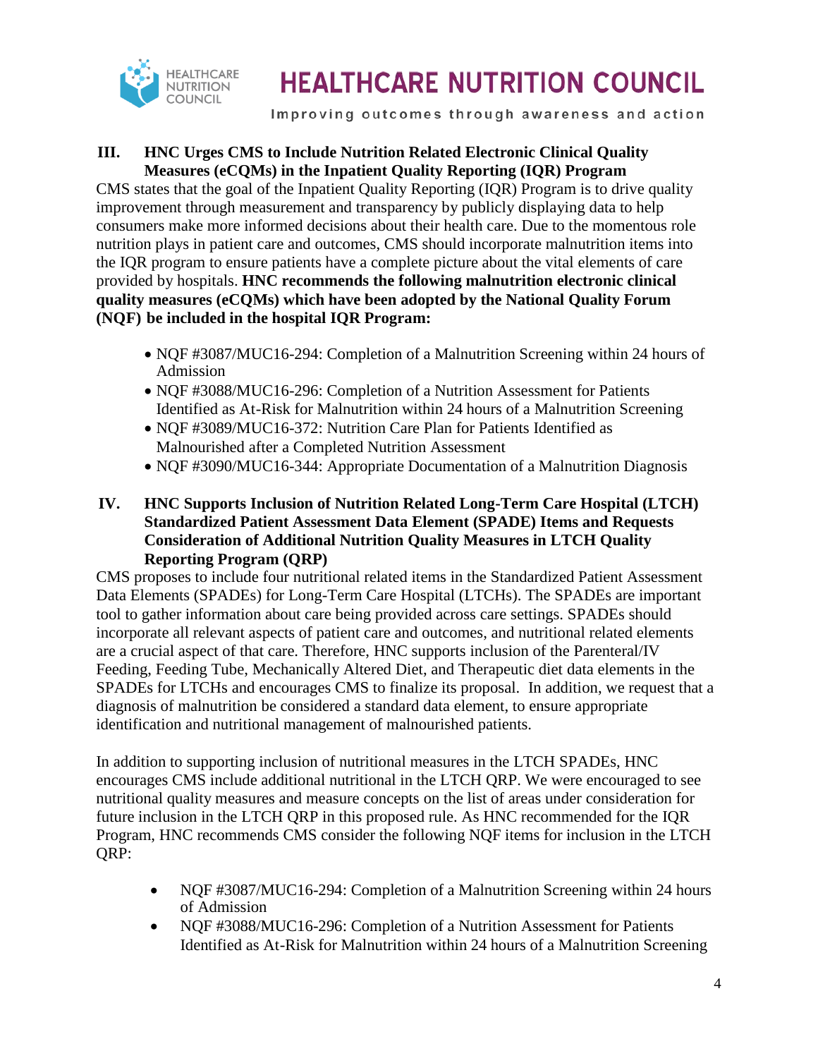## III. HNC Urges CMS to Include Nutrition Related Electronic Clinical Quality Measures (eCQMs) in the Inpatient Quality Reporting (IQR) Program

CMS states that the goal of the Inpatient Quality Reporting (IQR) Program is to drive quality improvement through measurement and transparency by publicly displaying data to help consumers make more informed decisions about their health care. Due to the momentous role nutrition plays in patient care and outcomes, CMS should incorporate malnutrition items into the IQR program to ensure patients have a complete picture about the vital elements of care provided by hospitals. **HNC recommends the following malnutrition electronic clinical quality measures (eCQMs) which have been adopted by the National Quality Forum (NQF) be included in the hospital IQR Program:**

- NQF #3087/MUC16-294: Completion of a Malnutrition Screening within 24 hours of Admission
- NQF #3088/MUC16-296: Completion of a Nutrition Assessment for Patients Identified as At-Risk for Malnutrition within 24 hours of a Malnutrition Screening
- NQF #3089/MUC16-372: Nutrition Care Plan for Patients Identified as Malnourished after a Completed Nutrition Assessment
- NQF #3090/MUC16-344: Appropriate Documentation of a Malnutrition Diagnosis

## IV. HNC Supports Inclusion of Nutrition Related Long-Term Care Hospital (LTCH) Standardized Patient Assessment Data Element (SPADE) Items and Requests Consideration of Additional Nutrition Quality Measures in LTCH Quality Reporting Program (QRP)

CMS proposes to include four nutritional related items in the Standardized Patient Assessment Data Elements (SPADEs) for Long-Term Care Hospital (LTCHs). The SPADEs are important tool to gather information about care being provided across care settings. SPADEs should incorporate all relevant aspects of patient care and outcomes, and nutritional related elements are a crucial aspect of that care. Therefore, HNC supports inclusion of the Parenteral/IV Feeding, Feeding Tube, Mechanically Altered Diet, and Therapeutic diet data elements in the SPADEs for LTCHs and encourages CMS to finalize its proposal. In addition, we request that a diagnosis of malnutrition be considered a standard data element, to ensure appropriate identification and nutritional management of malnourished patients.

In addition to supporting inclusion of nutritional measures in the LTCH SPADEs, HNC encourages CMS include additional nutritional in the LTCH QRP. We were encouraged to see nutritional quality measures and measure concepts on the list of areas under consideration for future inclusion in the LTCH QRP in this proposed rule. As HNC recommended for the IQR Program, HNC recommends CMS consider the following NQF items for inclusion in the LTCH QRP:

- NQF #3087/MUC16-294: Completion of a Malnutrition Screening within 24 hours of Admission
- NQF #3088/MUC16-296: Completion of a Nutrition Assessment for Patients Identified as At-Risk for Malnutrition within 24 hours of a Malnutrition Screening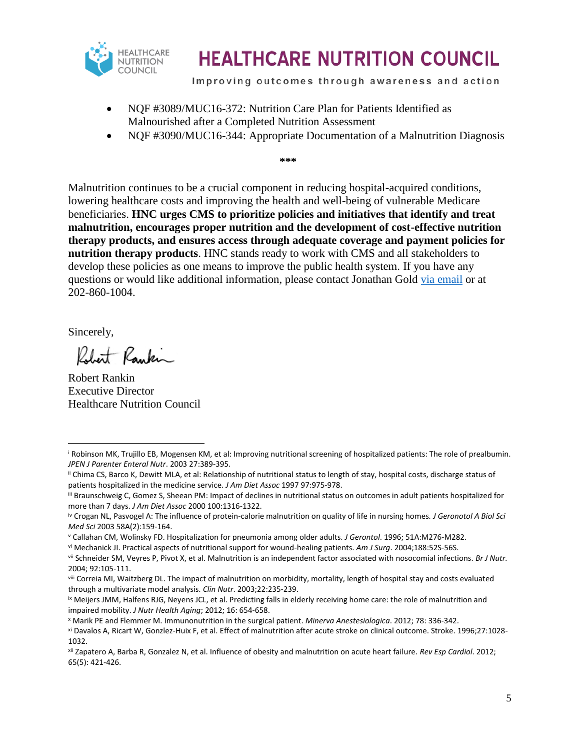- NQF #3089/MUC16-372: Nutrition Care Plan for Patients Identified as Malnourished after a Completed Nutrition Assessment
- NQF #3090/MUC16-344: Appropriate Documentation of a Malnutrition Diagnosis

\*\*\*

Malnutrition continues to be a crucial component in reducing hospital-acquired conditions, lowering healthcare costs and improving the health and well-being of vulnerable Medicare beneficiaries. **HNC urges CMS to prioritize policies and initiatives that identify and treat malnutrition, encourages proper nutrition and the development of cost-effective nutrition therapy products, and ensures access through adequate coverage and payment policies for nutrition therapy products**. HNC stands ready to work with CMS and all stakeholders to develop these policies as one means to improve the public health system. If you have any questions or would like additional information, please contact Jonathan Gold via email or at 202-860-1004.

Sincerely,

Robert Rankin
Executive Director
Healthcare Nutrition Council

---

[i] Robinson MK, Trujillo EB, Mogensen KM, et al: Improving nutritional screening of hospitalized patients: The role of prealbumin. *JPEN J Parenter Enteral Nutr*. 2003 27:389-395.

[ii] Chima CS, Barco K, Dewitt MLA, et al: Relationship of nutritional status to length of stay, hospital costs, discharge status of patients hospitalized in the medicine service. *J Am Diet Assoc* 1997 97:975-978.

[iii] Braunschweig C, Gomez S, Sheean PM: Impact of declines in nutritional status on outcomes in adult patients hospitalized for more than 7 days. *J Am Diet Assoc* 2000 100:1316-1322.

[iv] Crogan NL, Pasvogel A: The influence of protein-calorie malnutrition on quality of life in nursing homes. *J Geronotol A Biol Sci Med Sci* 2003 58A(2):159-164.

[v] Callahan CM, Wolinsky FD. Hospitalization for pneumonia among older adults. *J Gerontol*. 1996; 51A:M276-M282.

[vi] Mechanick JI. Practical aspects of nutritional support for wound-healing patients. *Am J Surg*. 2004;188:52S-56S.

[vii] Schneider SM, Veyres P, Pivot X, et al. Malnutrition is an independent factor associated with nosocomial infections. *Br J Nutr.* 2004; 92:105-111.

[viii] Correia MI, Waitzberg DL. The impact of malnutrition on morbidity, mortality, length of hospital stay and costs evaluated through a multivariate model analysis. *Clin Nutr*. 2003;22:235-239.

[ix] Meijers JMM, Halfens RJG, Neyens JCL, et al. Predicting falls in elderly receiving home care: the role of malnutrition and impaired mobility. *J Nutr Health Aging*; 2012; 16: 654-658.

[x] Marik PE and Flemmer M. Immunonutrition in the surgical patient. *Minerva Anestesiologica*. 2012; 78: 336-342.

[xi] Davalos A, Ricart W, Gonzlez-Huix F, et al. Effect of malnutrition after acute stroke on clinical outcome. Stroke. 1996;27:1028-1032.

[xii] Zapatero A, Barba R, Gonzalez N, et al. Influence of obesity and malnutrition on acute heart failure. *Rev Esp Cardiol*. 2012; 65(5): 421-426.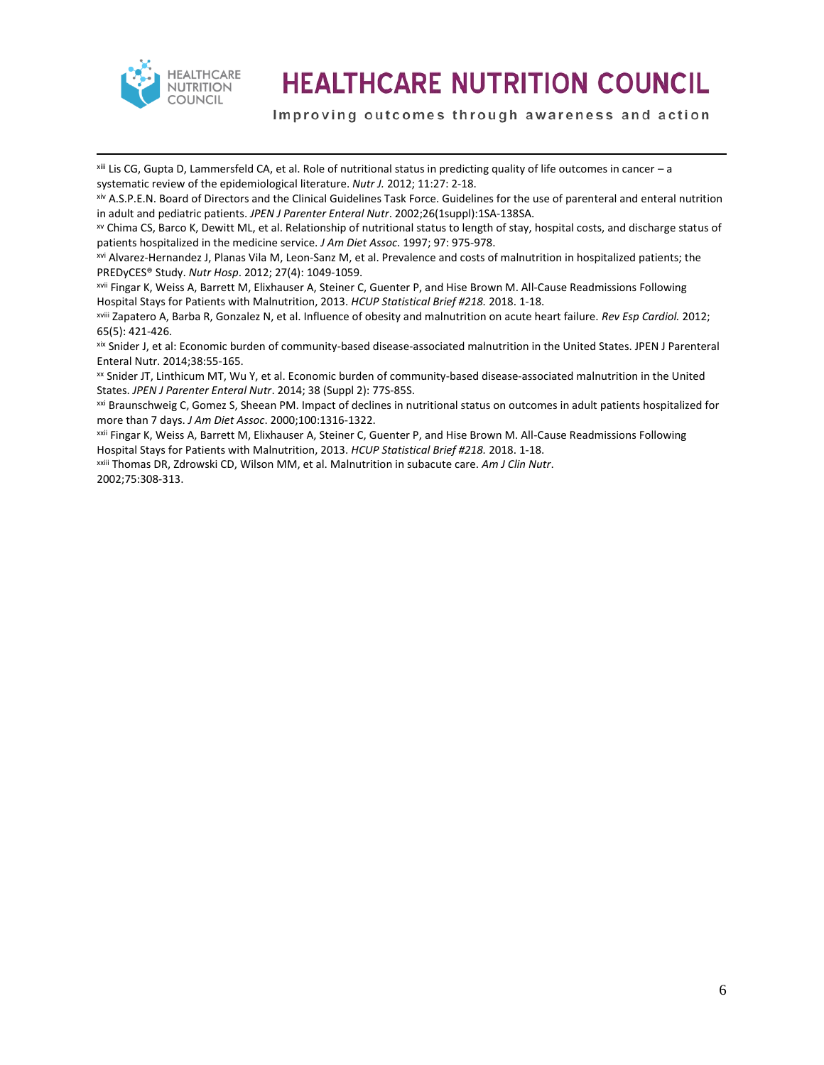[xiii] Lis CG, Gupta D, Lammersfeld CA, et al. Role of nutritional status in predicting quality of life outcomes in cancer – a systematic review of the epidemiological literature. *Nutr J.* 2012; 11:27: 2-18.

[xiv] A.S.P.E.N. Board of Directors and the Clinical Guidelines Task Force. Guidelines for the use of parenteral and enteral nutrition in adult and pediatric patients. *JPEN J Parenter Enteral Nutr*. 2002;26(1suppl):1SA-138SA.

[xv] Chima CS, Barco K, Dewitt ML, et al. Relationship of nutritional status to length of stay, hospital costs, and discharge status of patients hospitalized in the medicine service. *J Am Diet Assoc*. 1997; 97: 975-978.

[xvi] Alvarez-Hernandez J, Planas Vila M, Leon-Sanz M, et al. Prevalence and costs of malnutrition in hospitalized patients; the PREDyCES® Study. *Nutr Hosp*. 2012; 27(4): 1049-1059.

[xvii] Fingar K, Weiss A, Barrett M, Elixhauser A, Steiner C, Guenter P, and Hise Brown M. All-Cause Readmissions Following Hospital Stays for Patients with Malnutrition, 2013. *HCUP Statistical Brief #218.* 2018. 1-18.

[xviii] Zapatero A, Barba R, Gonzalez N, et al. Influence of obesity and malnutrition on acute heart failure. *Rev Esp Cardiol.* 2012; 65(5): 421-426.

[xix] Snider J, et al: Economic burden of community-based disease-associated malnutrition in the United States. JPEN J Parenteral Enteral Nutr. 2014;38:55-165.

[xx] Snider JT, Linthicum MT, Wu Y, et al. Economic burden of community-based disease-associated malnutrition in the United States. *JPEN J Parenter Enteral Nutr*. 2014; 38 (Suppl 2): 77S-85S.

[xxi] Braunschweig C, Gomez S, Sheean PM. Impact of declines in nutritional status on outcomes in adult patients hospitalized for more than 7 days. *J Am Diet Assoc*. 2000;100:1316-1322.

[xxii] Fingar K, Weiss A, Barrett M, Elixhauser A, Steiner C, Guenter P, and Hise Brown M. All-Cause Readmissions Following Hospital Stays for Patients with Malnutrition, 2013. *HCUP Statistical Brief #218.* 2018. 1-18.

[xxiii] Thomas DR, Zdrowski CD, Wilson MM, et al. Malnutrition in subacute care. *Am J Clin Nutr*. 2002;75:308-313.